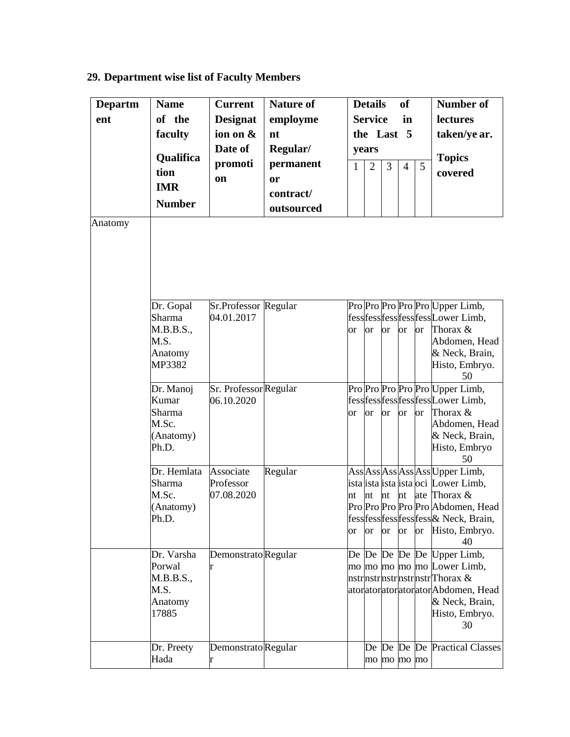## 29. Department wise list of Faculty Members

| Department | Name of the faculty Qualification IMR Number | Current Designation & Date of promotion | Nature of employment Regular/ permanent or contract/ outsourced | Details of Service in the Last 5 years | | | | | Number of lectures taken/year. Topics covered |
|---|---|---|---|---|---|---|---|---|---|
| | | | | 1 | 2 | 3 | 4 | 5 | |
| Anatomy | | | | | | | | | |
| | Dr. Gopal Sharma M.B.B.S., M.S. Anatomy MP3382 | Sr.Professor 04.01.2017 | Regular | Professor | Professor | Professor | Professor | Professor | Upper Limb, Lower Limb, Thorax & Abdomen, Head & Neck, Brain, Histo, Embryo. 50 |
| | Dr. Manoj Kumar Sharma M.Sc. (Anatomy) Ph.D. | Sr. Professor 06.10.2020 | Regular | Professor | Professor | Professor | Professor | Professor | Upper Limb, Lower Limb, Thorax & Abdomen, Head & Neck, Brain, Histo, Embryo 50 |
| | Dr. Hemlata Sharma M.Sc. (Anatomy) Ph.D. | Associate Professor 07.08.2020 | Regular | Assistant Professor | Assistant Professor | Assistant Professor | Assistant Professor | Associate Professor | Upper Limb, Lower Limb, Thorax & Abdomen, Head & Neck, Brain, Histo, Embryo. 40 |
| | Dr. Varsha Porwal M.B.B.S., M.S. Anatomy 17885 | Demonstrator | Regular | Demonstrator | Demonstrator | Demonstrator | Demonstrator | Demonstrator | Upper Limb, Lower Limb, Thorax & Abdomen, Head & Neck, Brain, Histo, Embryo. 30 |
| | Dr. Preety Hada | Demonstrator | Regular | | Demo | Demo | Demo | Demo | Practical Classes |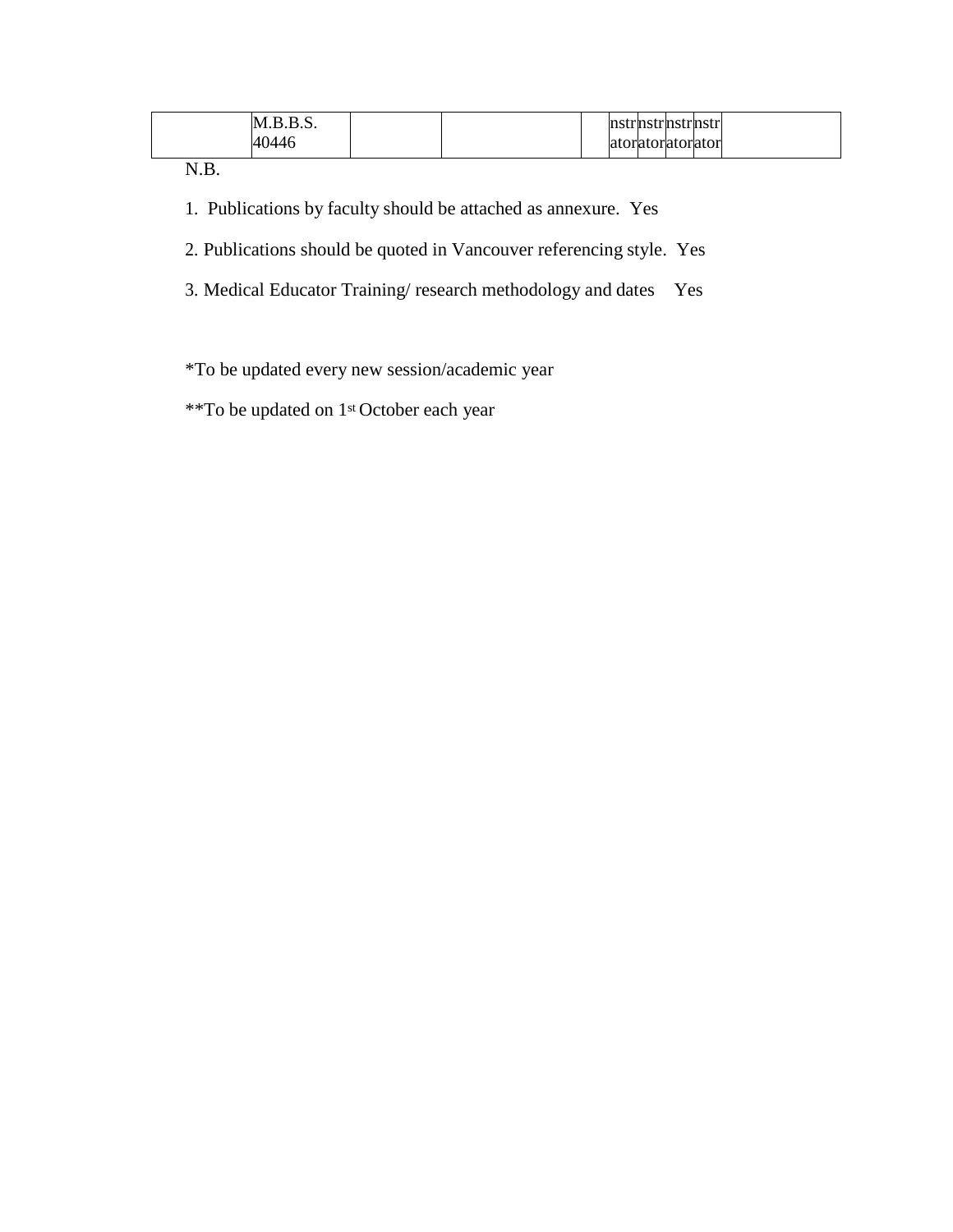| | | | | | | | | | | |
|---|---|---|---|---|---|---|---|---|---|---|
| | M.B.B.S. 40446 | | | | | nstr ator | nstr ator | nstr ator | nstr ator | |

N.B.

1. Publications by faculty should be attached as annexure. Yes

2. Publications should be quoted in Vancouver referencing style. Yes

3. Medical Educator Training/ research methodology and dates Yes

*To be updated every new session/academic year

**To be updated on 1st October each year